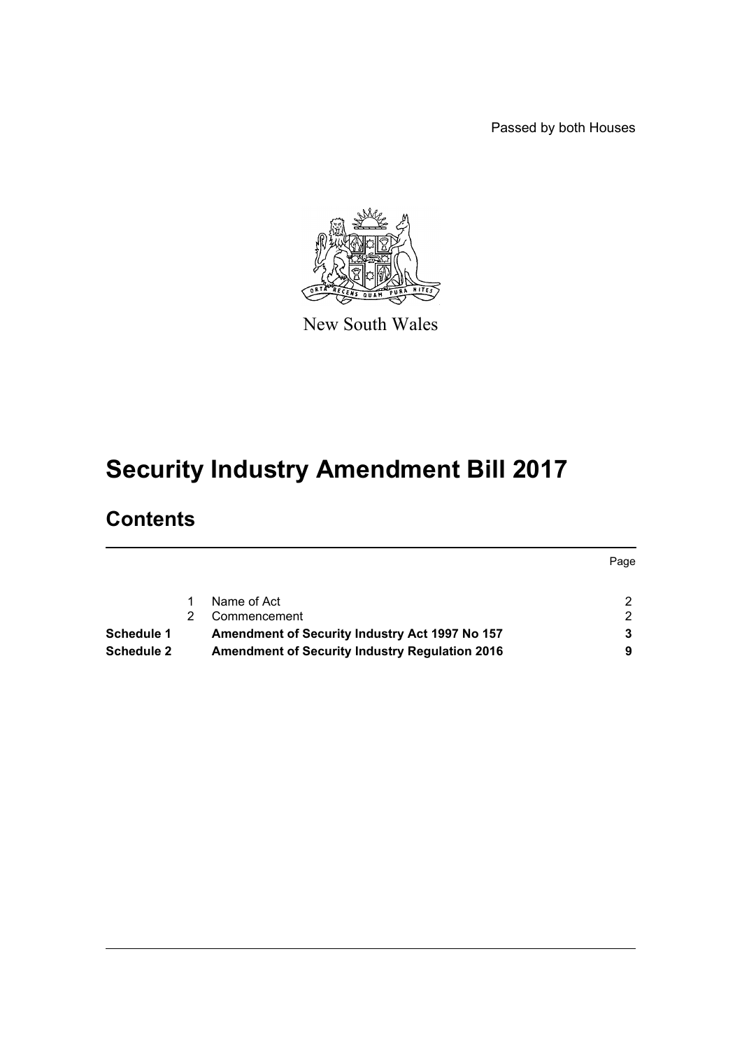Passed by both Houses

New South Wales

# Security Industry Amendment Bill 2017

## Contents

| | | | Page |
|---|---|---|---|
| | 1 | Name of Act | 2 |
| | 2 | Commencement | 2 |
| **Schedule 1** | | **Amendment of Security Industry Act 1997 No 157** | **3** |
| **Schedule 2** | | **Amendment of Security Industry Regulation 2016** | **9** |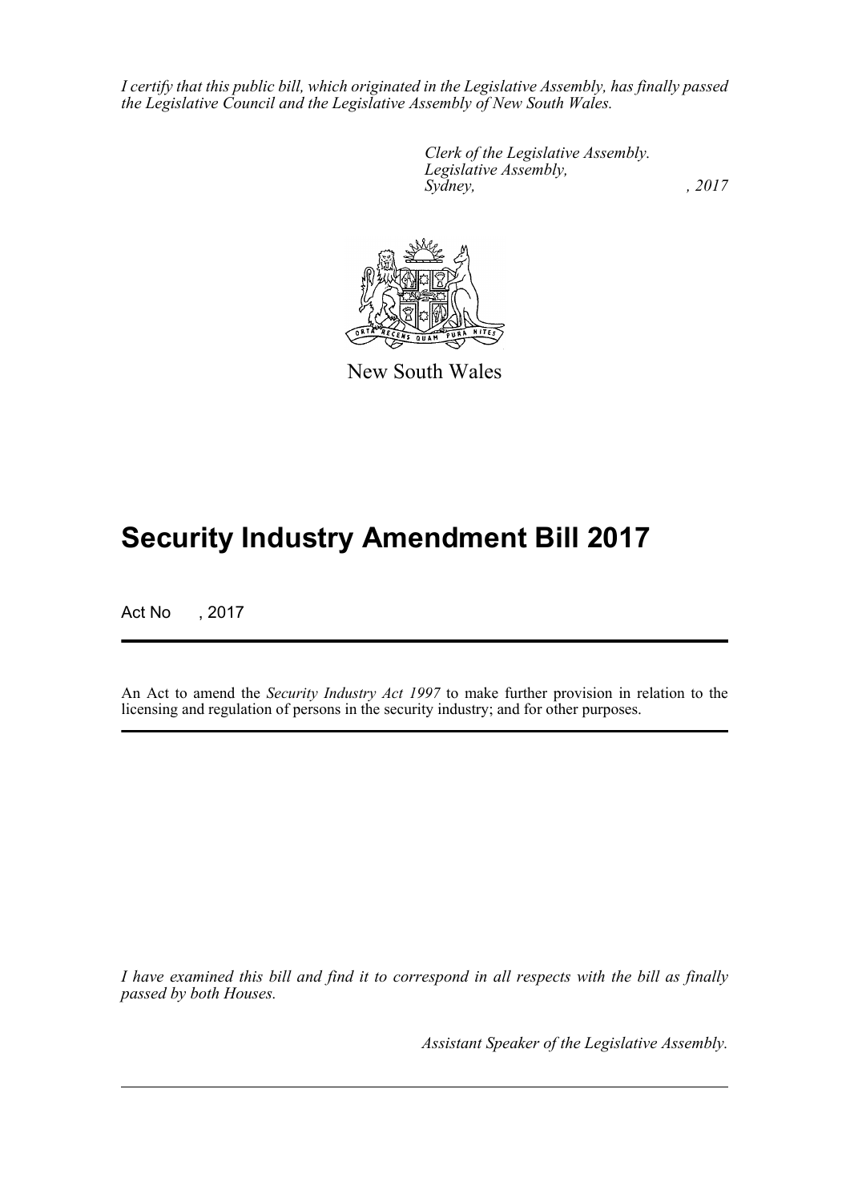*I certify that this public bill, which originated in the Legislative Assembly, has finally passed the Legislative Council and the Legislative Assembly of New South Wales.*

*Clerk of the Legislative Assembly.*
*Legislative Assembly,*
*Sydney, , 2017*

New South Wales

# Security Industry Amendment Bill 2017

Act No , 2017

An Act to amend the *Security Industry Act 1997* to make further provision in relation to the licensing and regulation of persons in the security industry; and for other purposes.

*I have examined this bill and find it to correspond in all respects with the bill as finally passed by both Houses.*

*Assistant Speaker of the Legislative Assembly.*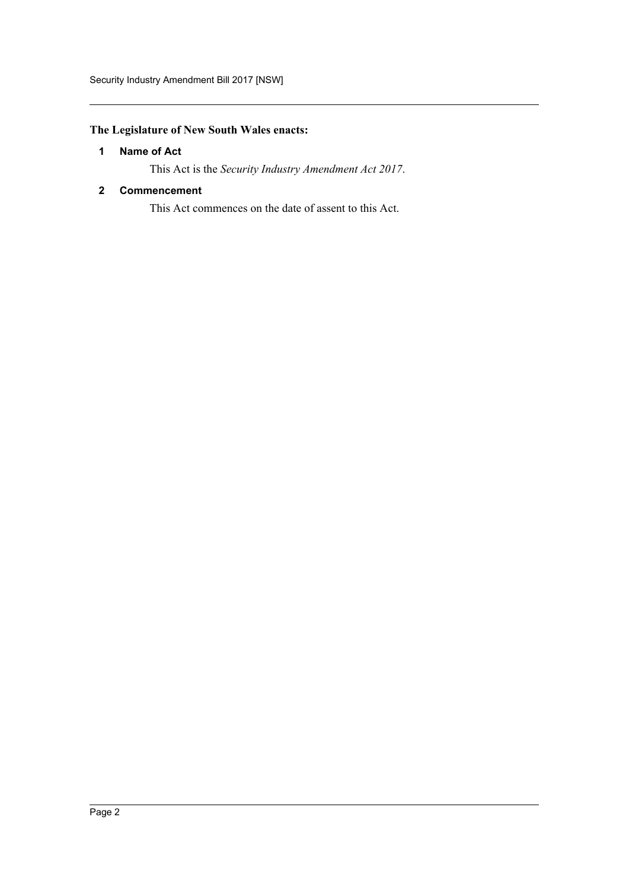**The Legislature of New South Wales enacts:**

## 1 Name of Act

This Act is the *Security Industry Amendment Act 2017*.

## 2 Commencement

This Act commences on the date of assent to this Act.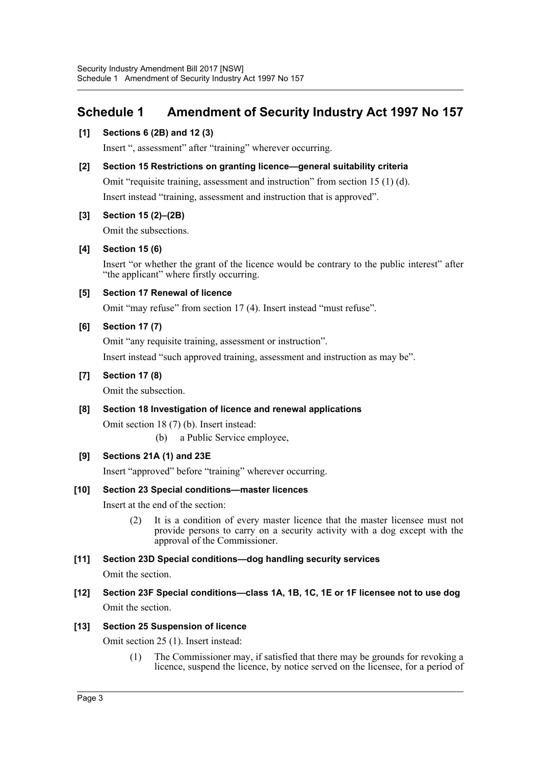# Schedule 1 Amendment of Security Industry Act 1997 No 157

**[1] Sections 6 (2B) and 12 (3)**

Insert ", assessment" after "training" wherever occurring.

**[2] Section 15 Restrictions on granting licence—general suitability criteria**

Omit "requisite training, assessment and instruction" from section 15 (1) (d).

Insert instead "training, assessment and instruction that is approved".

**[3] Section 15 (2)–(2B)**

Omit the subsections.

**[4] Section 15 (6)**

Insert "or whether the grant of the licence would be contrary to the public interest" after "the applicant" where firstly occurring.

**[5] Section 17 Renewal of licence**

Omit "may refuse" from section 17 (4). Insert instead "must refuse".

**[6] Section 17 (7)**

Omit "any requisite training, assessment or instruction".

Insert instead "such approved training, assessment and instruction as may be".

**[7] Section 17 (8)**

Omit the subsection.

**[8] Section 18 Investigation of licence and renewal applications**

Omit section 18 (7) (b). Insert instead:

(b) a Public Service employee,

**[9] Sections 21A (1) and 23E**

Insert "approved" before "training" wherever occurring.

**[10] Section 23 Special conditions—master licences**

Insert at the end of the section:

(2) It is a condition of every master licence that the master licensee must not provide persons to carry on a security activity with a dog except with the approval of the Commissioner.

**[11] Section 23D Special conditions—dog handling security services**

Omit the section.

**[12] Section 23F Special conditions—class 1A, 1B, 1C, 1E or 1F licensee not to use dog**

Omit the section.

**[13] Section 25 Suspension of licence**

Omit section 25 (1). Insert instead:

(1) The Commissioner may, if satisfied that there may be grounds for revoking a licence, suspend the licence, by notice served on the licensee, for a period of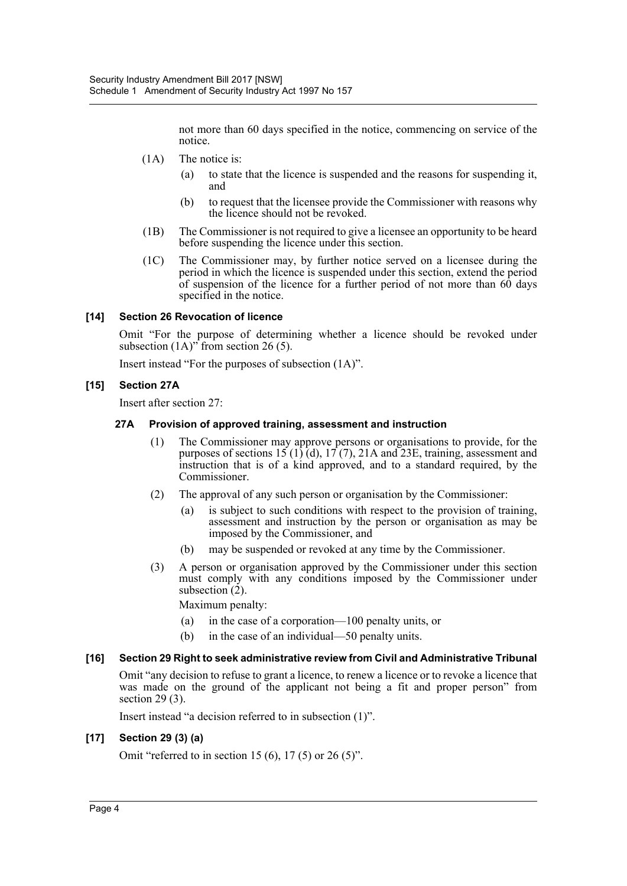not more than 60 days specified in the notice, commencing on service of the notice.

(1A) The notice is:

(a) to state that the licence is suspended and the reasons for suspending it, and

(b) to request that the licensee provide the Commissioner with reasons why the licence should not be revoked.

(1B) The Commissioner is not required to give a licensee an opportunity to be heard before suspending the licence under this section.

(1C) The Commissioner may, by further notice served on a licensee during the period in which the licence is suspended under this section, extend the period of suspension of the licence for a further period of not more than 60 days specified in the notice.

#### [14] Section 26 Revocation of licence

Omit "For the purpose of determining whether a licence should be revoked under subsection (1A)" from section 26 (5).

Insert instead "For the purposes of subsection (1A)".

#### [15] Section 27A

Insert after section 27:

##### 27A Provision of approved training, assessment and instruction

(1) The Commissioner may approve persons or organisations to provide, for the purposes of sections 15 (1) (d), 17 (7), 21A and 23E, training, assessment and instruction that is of a kind approved, and to a standard required, by the Commissioner.

(2) The approval of any such person or organisation by the Commissioner:

(a) is subject to such conditions with respect to the provision of training, assessment and instruction by the person or organisation as may be imposed by the Commissioner, and

(b) may be suspended or revoked at any time by the Commissioner.

(3) A person or organisation approved by the Commissioner under this section must comply with any conditions imposed by the Commissioner under subsection (2).

Maximum penalty:

(a) in the case of a corporation—100 penalty units, or

(b) in the case of an individual—50 penalty units.

#### [16] Section 29 Right to seek administrative review from Civil and Administrative Tribunal

Omit "any decision to refuse to grant a licence, to renew a licence or to revoke a licence that was made on the ground of the applicant not being a fit and proper person" from section 29 (3).

Insert instead "a decision referred to in subsection (1)".

#### [17] Section 29 (3) (a)

Omit "referred to in section 15 (6), 17 (5) or 26 (5)".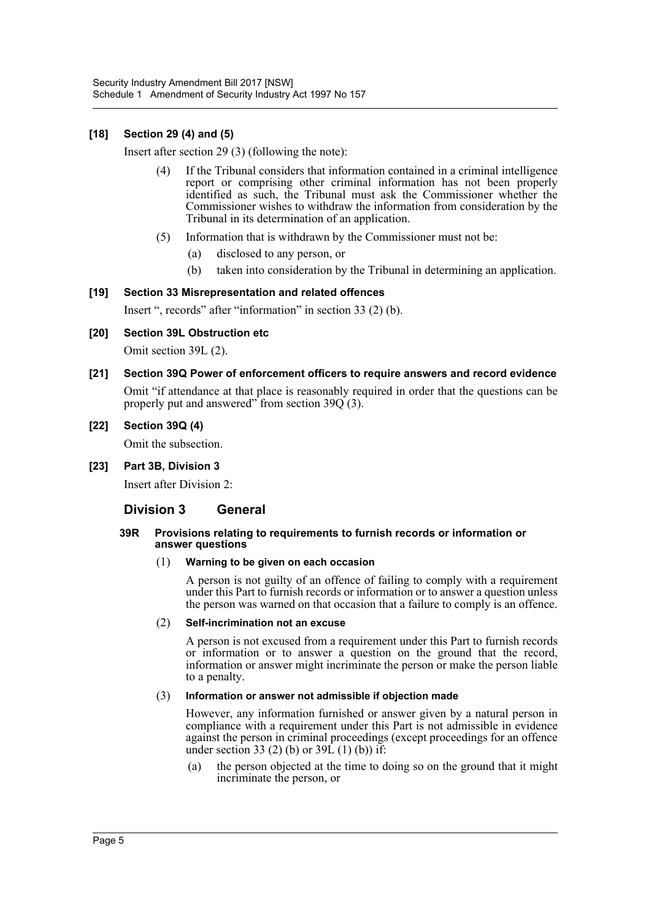**[18] Section 29 (4) and (5)**

Insert after section 29 (3) (following the note):

(4) If the Tribunal considers that information contained in a criminal intelligence report or comprising other criminal information has not been properly identified as such, the Tribunal must ask the Commissioner whether the Commissioner wishes to withdraw the information from consideration by the Tribunal in its determination of an application.

(5) Information that is withdrawn by the Commissioner must not be:

(a) disclosed to any person, or

(b) taken into consideration by the Tribunal in determining an application.

**[19] Section 33 Misrepresentation and related offences**

Insert ", records" after "information" in section 33 (2) (b).

**[20] Section 39L Obstruction etc**

Omit section 39L (2).

**[21] Section 39Q Power of enforcement officers to require answers and record evidence**

Omit "if attendance at that place is reasonably required in order that the questions can be properly put and answered" from section 39Q (3).

**[22] Section 39Q (4)**

Omit the subsection.

**[23] Part 3B, Division 3**

Insert after Division 2:

## Division 3 General

### 39R Provisions relating to requirements to furnish records or information or answer questions

(1) **Warning to be given on each occasion**

A person is not guilty of an offence of failing to comply with a requirement under this Part to furnish records or information or to answer a question unless the person was warned on that occasion that a failure to comply is an offence.

(2) **Self-incrimination not an excuse**

A person is not excused from a requirement under this Part to furnish records or information or to answer a question on the ground that the record, information or answer might incriminate the person or make the person liable to a penalty.

(3) **Information or answer not admissible if objection made**

However, any information furnished or answer given by a natural person in compliance with a requirement under this Part is not admissible in evidence against the person in criminal proceedings (except proceedings for an offence under section 33 (2) (b) or 39L (1) (b)) if:

(a) the person objected at the time to doing so on the ground that it might incriminate the person, or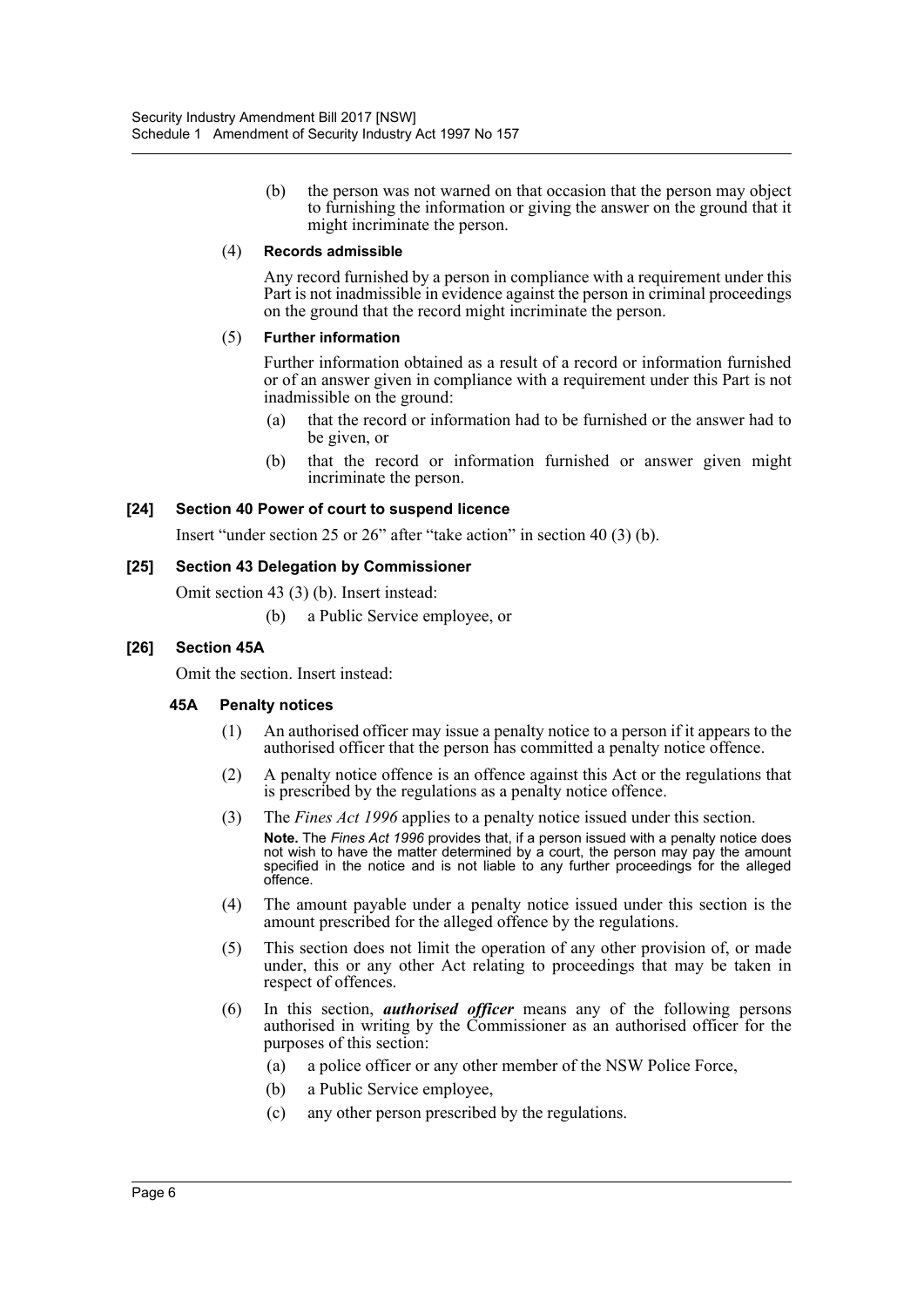(b) the person was not warned on that occasion that the person may object to furnishing the information or giving the answer on the ground that it might incriminate the person.

(4) **Records admissible**

Any record furnished by a person in compliance with a requirement under this Part is not inadmissible in evidence against the person in criminal proceedings on the ground that the record might incriminate the person.

(5) **Further information**

Further information obtained as a result of a record or information furnished or of an answer given in compliance with a requirement under this Part is not inadmissible on the ground:

(a) that the record or information had to be furnished or the answer had to be given, or

(b) that the record or information furnished or answer given might incriminate the person.

### [24] Section 40 Power of court to suspend licence

Insert "under section 25 or 26" after "take action" in section 40 (3) (b).

### [25] Section 43 Delegation by Commissioner

Omit section 43 (3) (b). Insert instead:

(b) a Public Service employee, or

### [26] Section 45A

Omit the section. Insert instead:

#### 45A Penalty notices

(1) An authorised officer may issue a penalty notice to a person if it appears to the authorised officer that the person has committed a penalty notice offence.

(2) A penalty notice offence is an offence against this Act or the regulations that is prescribed by the regulations as a penalty notice offence.

(3) The *Fines Act 1996* applies to a penalty notice issued under this section.

**Note.** The *Fines Act 1996* provides that, if a person issued with a penalty notice does not wish to have the matter determined by a court, the person may pay the amount specified in the notice and is not liable to any further proceedings for the alleged offence.

(4) The amount payable under a penalty notice issued under this section is the amount prescribed for the alleged offence by the regulations.

(5) This section does not limit the operation of any other provision of, or made under, this or any other Act relating to proceedings that may be taken in respect of offences.

(6) In this section, ***authorised officer*** means any of the following persons authorised in writing by the Commissioner as an authorised officer for the purposes of this section:

(a) a police officer or any other member of the NSW Police Force,

(b) a Public Service employee,

(c) any other person prescribed by the regulations.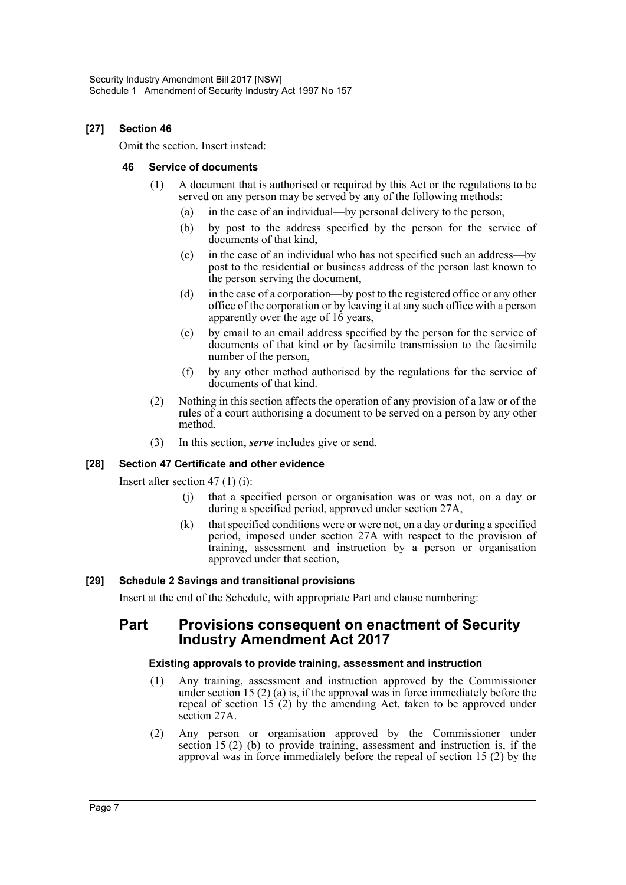**[27] Section 46**

Omit the section. Insert instead:

**46 Service of documents**

(1) A document that is authorised or required by this Act or the regulations to be served on any person may be served by any of the following methods:

(a) in the case of an individual—by personal delivery to the person,

(b) by post to the address specified by the person for the service of documents of that kind,

(c) in the case of an individual who has not specified such an address—by post to the residential or business address of the person last known to the person serving the document,

(d) in the case of a corporation—by post to the registered office or any other office of the corporation or by leaving it at any such office with a person apparently over the age of 16 years,

(e) by email to an email address specified by the person for the service of documents of that kind or by facsimile transmission to the facsimile number of the person,

(f) by any other method authorised by the regulations for the service of documents of that kind.

(2) Nothing in this section affects the operation of any provision of a law or of the rules of a court authorising a document to be served on a person by any other method.

(3) In this section, ***serve*** includes give or send.

**[28] Section 47 Certificate and other evidence**

Insert after section 47 (1) (i):

(j) that a specified person or organisation was or was not, on a day or during a specified period, approved under section 27A,

(k) that specified conditions were or were not, on a day or during a specified period, imposed under section 27A with respect to the provision of training, assessment and instruction by a person or organisation approved under that section,

**[29] Schedule 2 Savings and transitional provisions**

Insert at the end of the Schedule, with appropriate Part and clause numbering:

## Part Provisions consequent on enactment of Security Industry Amendment Act 2017

**Existing approvals to provide training, assessment and instruction**

(1) Any training, assessment and instruction approved by the Commissioner under section 15 (2) (a) is, if the approval was in force immediately before the repeal of section 15 (2) by the amending Act, taken to be approved under section 27A.

(2) Any person or organisation approved by the Commissioner under section 15 (2) (b) to provide training, assessment and instruction is, if the approval was in force immediately before the repeal of section 15 (2) by the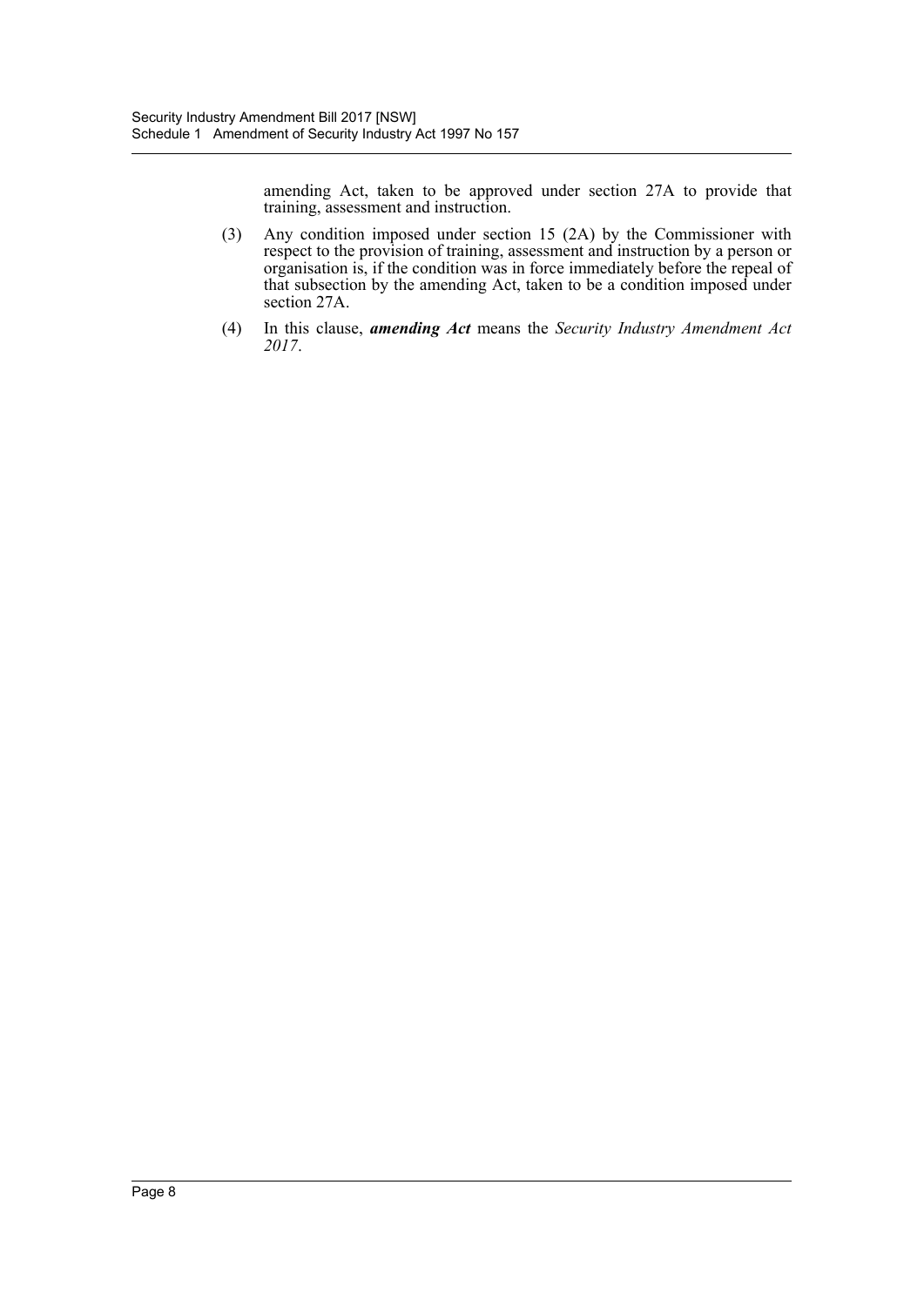amending Act, taken to be approved under section 27A to provide that training, assessment and instruction.

(3) Any condition imposed under section 15 (2A) by the Commissioner with respect to the provision of training, assessment and instruction by a person or organisation is, if the condition was in force immediately before the repeal of that subsection by the amending Act, taken to be a condition imposed under section 27A.

(4) In this clause, ***amending Act*** means the *Security Industry Amendment Act 2017*.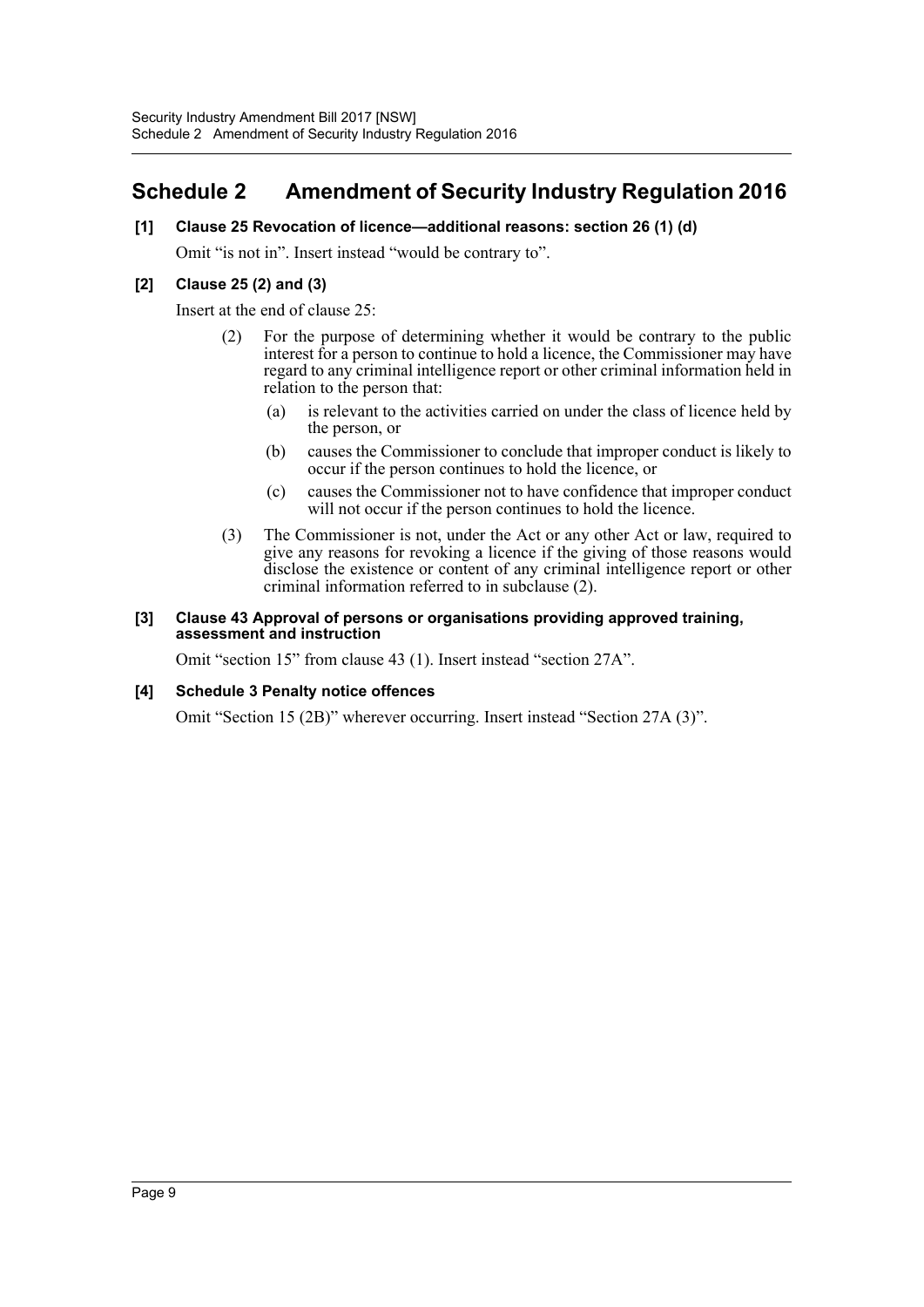# Schedule 2 Amendment of Security Industry Regulation 2016

**[1] Clause 25 Revocation of licence—additional reasons: section 26 (1) (d)**

Omit "is not in". Insert instead "would be contrary to".

**[2] Clause 25 (2) and (3)**

Insert at the end of clause 25:

(2) For the purpose of determining whether it would be contrary to the public interest for a person to continue to hold a licence, the Commissioner may have regard to any criminal intelligence report or other criminal information held in relation to the person that:

(a) is relevant to the activities carried on under the class of licence held by the person, or

(b) causes the Commissioner to conclude that improper conduct is likely to occur if the person continues to hold the licence, or

(c) causes the Commissioner not to have confidence that improper conduct will not occur if the person continues to hold the licence.

(3) The Commissioner is not, under the Act or any other Act or law, required to give any reasons for revoking a licence if the giving of those reasons would disclose the existence or content of any criminal intelligence report or other criminal information referred to in subclause (2).

**[3] Clause 43 Approval of persons or organisations providing approved training, assessment and instruction**

Omit "section 15" from clause 43 (1). Insert instead "section 27A".

**[4] Schedule 3 Penalty notice offences**

Omit "Section 15 (2B)" wherever occurring. Insert instead "Section 27A (3)".